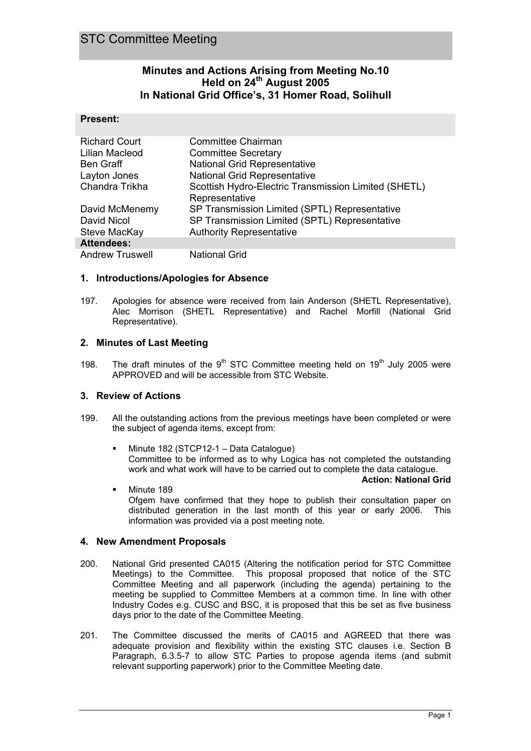# STC Committee Meeting

## Minutes and Actions Arising from Meeting No.10
## Held on 24th August 2005
## In National Grid Office's, 31 Homer Road, Solihull

| **Present:** | |
|---|---|
| Richard Court | Committee Chairman |
| Lilian Macleod | Committee Secretary |
| Ben Graff | National Grid Representative |
| Layton Jones | National Grid Representative |
| Chandra Trikha | Scottish Hydro-Electric Transmission Limited (SHETL) Representative |
| David McMenemy | SP Transmission Limited (SPTL) Representative |
| David Nicol | SP Transmission Limited (SPTL) Representative |
| Steve MacKay | Authority Representative |
| **Attendees:** | |
| Andrew Truswell | National Grid |

### 1. Introductions/Apologies for Absence

197. Apologies for absence were received from Iain Anderson (SHETL Representative), Alec Morrison (SHETL Representative) and Rachel Morfill (National Grid Representative).

### 2. Minutes of Last Meeting

198. The draft minutes of the 9th STC Committee meeting held on 19th July 2005 were APPROVED and will be accessible from STC Website.

### 3. Review of Actions

199. All the outstanding actions from the previous meetings have been completed or were the subject of agenda items, except from:

- Minute 182 (STCP12-1 – Data Catalogue)
  Committee to be informed as to why Logica has not completed the outstanding work and what work will have to be carried out to complete the data catalogue.
  **Action: National Grid**
- Minute 189
  Ofgem have confirmed that they hope to publish their consultation paper on distributed generation in the last month of this year or early 2006. This information was provided via a post meeting note.

### 4. New Amendment Proposals

200. National Grid presented CA015 (Altering the notification period for STC Committee Meetings) to the Committee. This proposal proposed that notice of the STC Committee Meeting and all paperwork (including the agenda) pertaining to the meeting be supplied to Committee Members at a common time. In line with other Industry Codes e.g. CUSC and BSC, it is proposed that this be set as five business days prior to the date of the Committee Meeting.

201. The Committee discussed the merits of CA015 and AGREED that there was adequate provision and flexibility within the existing STC clauses i.e. Section B Paragraph, 6.3.5-7 to allow STC Parties to propose agenda items (and submit relevant supporting paperwork) prior to the Committee Meeting date.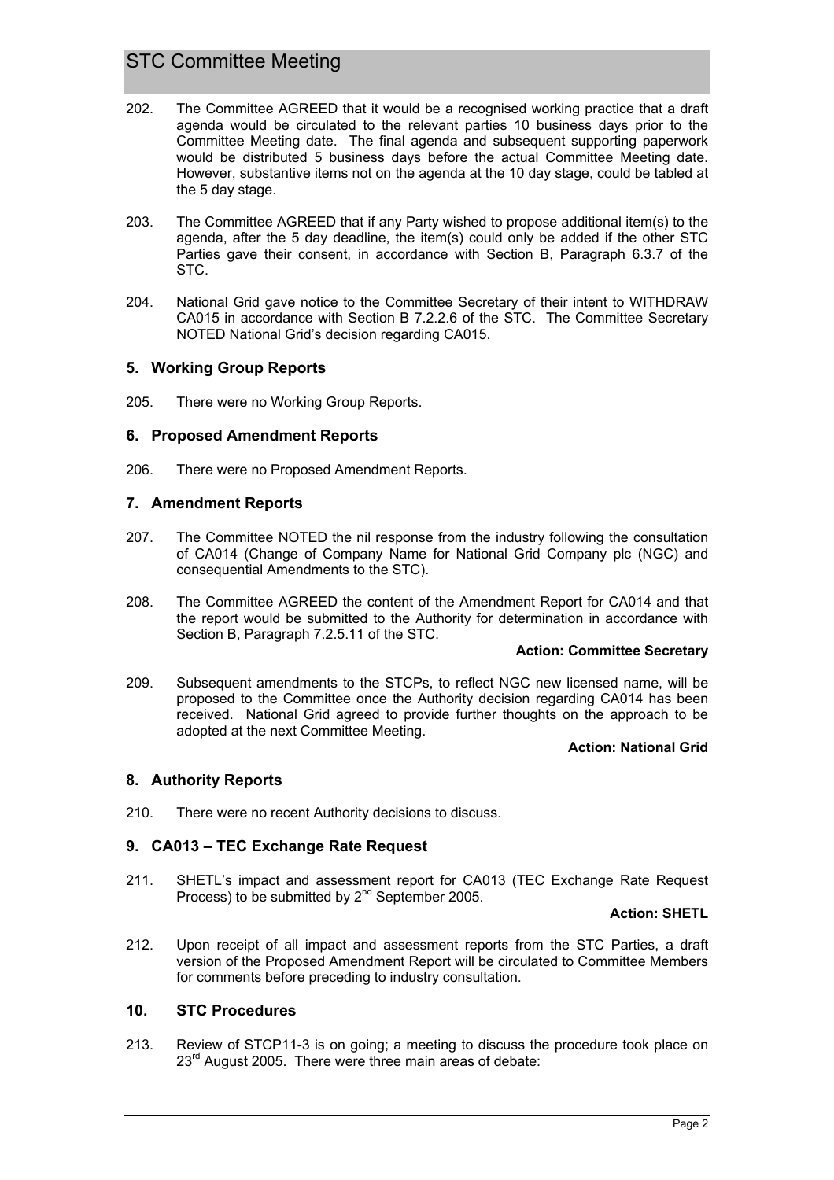202. The Committee AGREED that it would be a recognised working practice that a draft agenda would be circulated to the relevant parties 10 business days prior to the Committee Meeting date. The final agenda and subsequent supporting paperwork would be distributed 5 business days before the actual Committee Meeting date. However, substantive items not on the agenda at the 10 day stage, could be tabled at the 5 day stage.

203. The Committee AGREED that if any Party wished to propose additional item(s) to the agenda, after the 5 day deadline, the item(s) could only be added if the other STC Parties gave their consent, in accordance with Section B, Paragraph 6.3.7 of the STC.

204. National Grid gave notice to the Committee Secretary of their intent to WITHDRAW CA015 in accordance with Section B 7.2.2.6 of the STC. The Committee Secretary NOTED National Grid's decision regarding CA015.

## 5. Working Group Reports

205. There were no Working Group Reports.

## 6. Proposed Amendment Reports

206. There were no Proposed Amendment Reports.

## 7. Amendment Reports

207. The Committee NOTED the nil response from the industry following the consultation of CA014 (Change of Company Name for National Grid Company plc (NGC) and consequential Amendments to the STC).

208. The Committee AGREED the content of the Amendment Report for CA014 and that the report would be submitted to the Authority for determination in accordance with Section B, Paragraph 7.2.5.11 of the STC.

**Action: Committee Secretary**

209. Subsequent amendments to the STCPs, to reflect NGC new licensed name, will be proposed to the Committee once the Authority decision regarding CA014 has been received. National Grid agreed to provide further thoughts on the approach to be adopted at the next Committee Meeting.

**Action: National Grid**

## 8. Authority Reports

210. There were no recent Authority decisions to discuss.

## 9. CA013 – TEC Exchange Rate Request

211. SHETL's impact and assessment report for CA013 (TEC Exchange Rate Request Process) to be submitted by 2nd September 2005.

**Action: SHETL**

212. Upon receipt of all impact and assessment reports from the STC Parties, a draft version of the Proposed Amendment Report will be circulated to Committee Members for comments before preceding to industry consultation.

## 10. STC Procedures

213. Review of STCP11-3 is on going; a meeting to discuss the procedure took place on 23rd August 2005. There were three main areas of debate: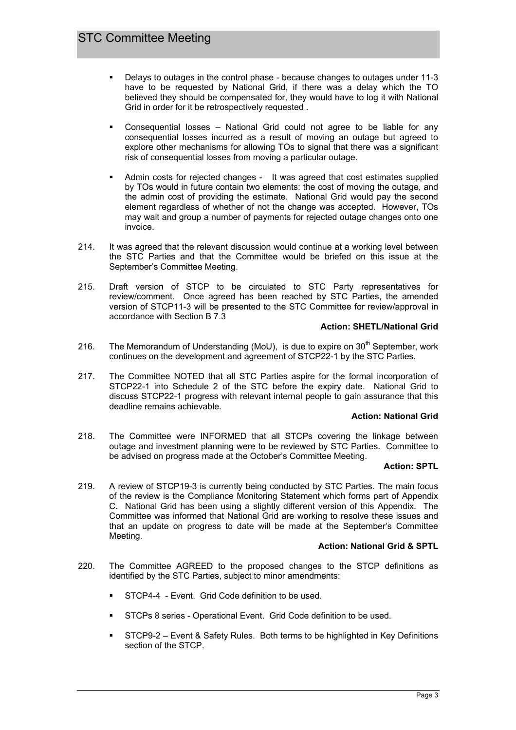- Delays to outages in the control phase - because changes to outages under 11-3 have to be requested by National Grid, if there was a delay which the TO believed they should be compensated for, they would have to log it with National Grid in order for it be retrospectively requested .

- Consequential losses – National Grid could not agree to be liable for any consequential losses incurred as a result of moving an outage but agreed to explore other mechanisms for allowing TOs to signal that there was a significant risk of consequential losses from moving a particular outage.

- Admin costs for rejected changes - It was agreed that cost estimates supplied by TOs would in future contain two elements: the cost of moving the outage, and the admin cost of providing the estimate. National Grid would pay the second element regardless of whether of not the change was accepted. However, TOs may wait and group a number of payments for rejected outage changes onto one invoice.

214. It was agreed that the relevant discussion would continue at a working level between the STC Parties and that the Committee would be briefed on this issue at the September's Committee Meeting.

215. Draft version of STCP to be circulated to STC Party representatives for review/comment. Once agreed has been reached by STC Parties, the amended version of STCP11-3 will be presented to the STC Committee for review/approval in accordance with Section B 7.3

**Action: SHETL/National Grid**

216. The Memorandum of Understanding (MoU), is due to expire on 30th September, work continues on the development and agreement of STCP22-1 by the STC Parties.

217. The Committee NOTED that all STC Parties aspire for the formal incorporation of STCP22-1 into Schedule 2 of the STC before the expiry date. National Grid to discuss STCP22-1 progress with relevant internal people to gain assurance that this deadline remains achievable.

**Action: National Grid**

218. The Committee were INFORMED that all STCPs covering the linkage between outage and investment planning were to be reviewed by STC Parties. Committee to be advised on progress made at the October's Committee Meeting.

**Action: SPTL**

219. A review of STCP19-3 is currently being conducted by STC Parties. The main focus of the review is the Compliance Monitoring Statement which forms part of Appendix C. National Grid has been using a slightly different version of this Appendix. The Committee was informed that National Grid are working to resolve these issues and that an update on progress to date will be made at the September's Committee Meeting.

**Action: National Grid & SPTL**

220. The Committee AGREED to the proposed changes to the STCP definitions as identified by the STC Parties, subject to minor amendments:

- STCP4-4 - Event. Grid Code definition to be used.

- STCPs 8 series - Operational Event. Grid Code definition to be used.

- STCP9-2 – Event & Safety Rules. Both terms to be highlighted in Key Definitions section of the STCP.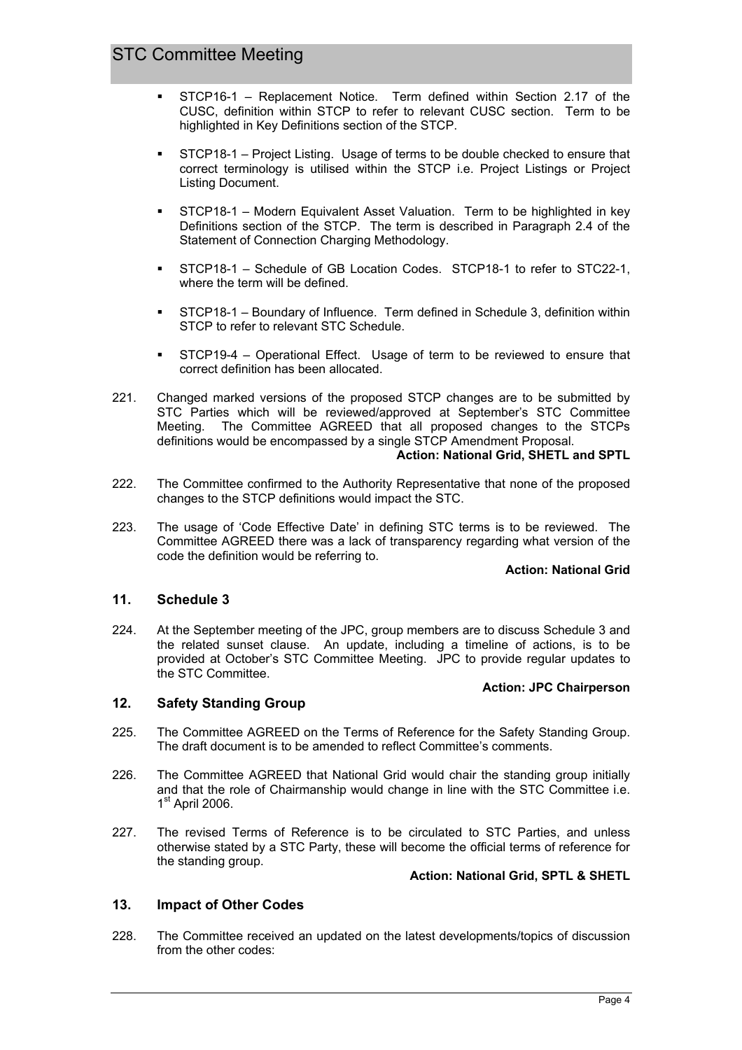- STCP16-1 – Replacement Notice. Term defined within Section 2.17 of the CUSC, definition within STCP to refer to relevant CUSC section. Term to be highlighted in Key Definitions section of the STCP.
- STCP18-1 – Project Listing. Usage of terms to be double checked to ensure that correct terminology is utilised within the STCP i.e. Project Listings or Project Listing Document.
- STCP18-1 – Modern Equivalent Asset Valuation. Term to be highlighted in key Definitions section of the STCP. The term is described in Paragraph 2.4 of the Statement of Connection Charging Methodology.
- STCP18-1 – Schedule of GB Location Codes. STCP18-1 to refer to STC22-1, where the term will be defined.
- STCP18-1 – Boundary of Influence. Term defined in Schedule 3, definition within STCP to refer to relevant STC Schedule.
- STCP19-4 – Operational Effect. Usage of term to be reviewed to ensure that correct definition has been allocated.

221. Changed marked versions of the proposed STCP changes are to be submitted by STC Parties which will be reviewed/approved at September's STC Committee Meeting. The Committee AGREED that all proposed changes to the STCPs definitions would be encompassed by a single STCP Amendment Proposal.

**Action: National Grid, SHETL and SPTL**

222. The Committee confirmed to the Authority Representative that none of the proposed changes to the STCP definitions would impact the STC.

223. The usage of 'Code Effective Date' in defining STC terms is to be reviewed. The Committee AGREED there was a lack of transparency regarding what version of the code the definition would be referring to.

**Action: National Grid**

## 11. Schedule 3

224. At the September meeting of the JPC, group members are to discuss Schedule 3 and the related sunset clause. An update, including a timeline of actions, is to be provided at October's STC Committee Meeting. JPC to provide regular updates to the STC Committee.

**Action: JPC Chairperson**

## 12. Safety Standing Group

225. The Committee AGREED on the Terms of Reference for the Safety Standing Group. The draft document is to be amended to reflect Committee's comments.

226. The Committee AGREED that National Grid would chair the standing group initially and that the role of Chairmanship would change in line with the STC Committee i.e. 1st April 2006.

227. The revised Terms of Reference is to be circulated to STC Parties, and unless otherwise stated by a STC Party, these will become the official terms of reference for the standing group.

**Action: National Grid, SPTL & SHETL**

## 13. Impact of Other Codes

228. The Committee received an updated on the latest developments/topics of discussion from the other codes: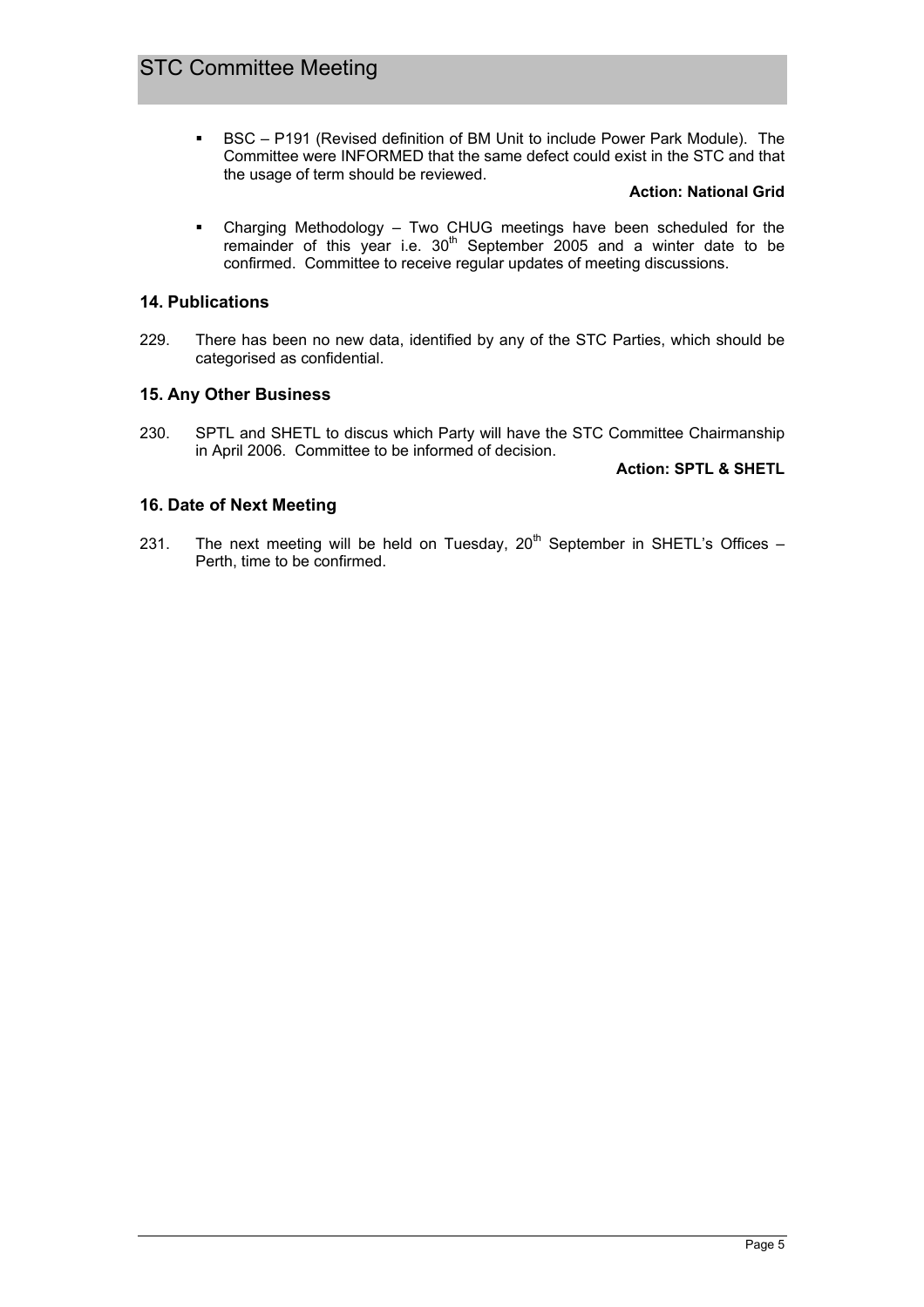- BSC – P191 (Revised definition of BM Unit to include Power Park Module). The Committee were INFORMED that the same defect could exist in the STC and that the usage of term should be reviewed.

  **Action: National Grid**

- Charging Methodology – Two CHUG meetings have been scheduled for the remainder of this year i.e. 30th September 2005 and a winter date to be confirmed. Committee to receive regular updates of meeting discussions.

## 14. Publications

229. There has been no new data, identified by any of the STC Parties, which should be categorised as confidential.

## 15. Any Other Business

230. SPTL and SHETL to discus which Party will have the STC Committee Chairmanship in April 2006. Committee to be informed of decision.

**Action: SPTL & SHETL**

## 16. Date of Next Meeting

231. The next meeting will be held on Tuesday, 20th September in SHETL's Offices – Perth, time to be confirmed.